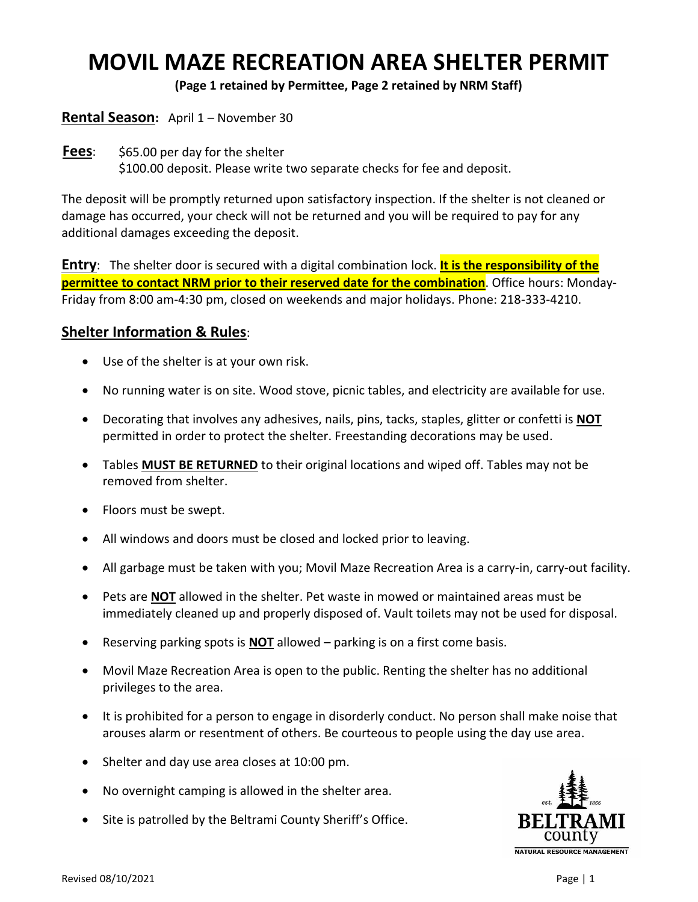# MOVIL MAZE RECREATION AREA SHELTER PERMIT

**(Page 1 retained by Permittee, Page 2 retained by NRM Staff)**

**Rental Season:** April 1 – November 30

**Fees**: $65.00 per day for the shelter
$100.00 deposit. Please write two separate checks for fee and deposit.

The deposit will be promptly returned upon satisfactory inspection. If the shelter is not cleaned or damage has occurred, your check will not be returned and you will be required to pay for any additional damages exceeding the deposit.

**Entry**: The shelter door is secured with a digital combination lock. **It is the responsibility of the permittee to contact NRM prior to their reserved date for the combination**. Office hours: Monday-Friday from 8:00 am-4:30 pm, closed on weekends and major holidays. Phone: 218-333-4210.

## Shelter Information & Rules:

- Use of the shelter is at your own risk.
- No running water is on site. Wood stove, picnic tables, and electricity are available for use.
- Decorating that involves any adhesives, nails, pins, tacks, staples, glitter or confetti is **NOT** permitted in order to protect the shelter. Freestanding decorations may be used.
- Tables **MUST BE RETURNED** to their original locations and wiped off. Tables may not be removed from shelter.
- Floors must be swept.
- All windows and doors must be closed and locked prior to leaving.
- All garbage must be taken with you; Movil Maze Recreation Area is a carry-in, carry-out facility.
- Pets are **NOT** allowed in the shelter. Pet waste in mowed or maintained areas must be immediately cleaned up and properly disposed of. Vault toilets may not be used for disposal.
- Reserving parking spots is **NOT** allowed – parking is on a first come basis.
- Movil Maze Recreation Area is open to the public. Renting the shelter has no additional privileges to the area.
- It is prohibited for a person to engage in disorderly conduct. No person shall make noise that arouses alarm or resentment of others. Be courteous to people using the day use area.
- Shelter and day use area closes at 10:00 pm.
- No overnight camping is allowed in the shelter area.
- Site is patrolled by the Beltrami County Sheriff's Office.

est. 1866 BELTRAMI county NATURAL RESOURCE MANAGEMENT

Revised 08/10/2021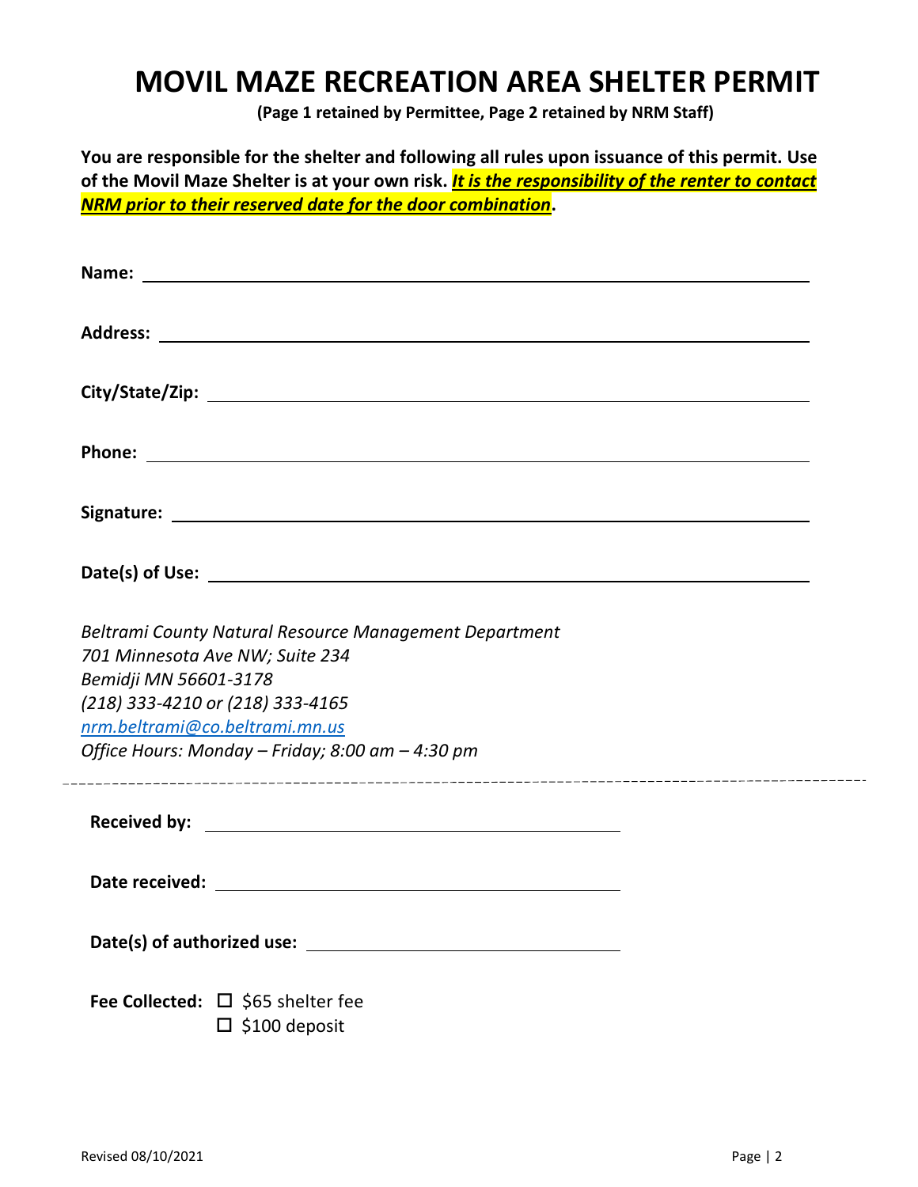# MOVIL MAZE RECREATION AREA SHELTER PERMIT

**(Page 1 retained by Permittee, Page 2 retained by NRM Staff)**

**You are responsible for the shelter and following all rules upon issuance of this permit. Use of the Movil Maze Shelter is at your own risk. *It is the responsibility of the renter to contact NRM prior to their reserved date for the door combination*.**

**Name:** ____________________________________________

**Address:** ____________________________________________

**City/State/Zip:** ____________________________________________

**Phone:** ____________________________________________

**Signature:** ____________________________________________

**Date(s) of Use:** ____________________________________________

*Beltrami County Natural Resource Management Department*
*701 Minnesota Ave NW; Suite 234*
*Bemidji MN 56601-3178*
*(218) 333-4210 or (218) 333-4165*
*nrm.beltrami@co.beltrami.mn.us*
*Office Hours: Monday – Friday; 8:00 am – 4:30 pm*

---

**Received by:** ______________________________

**Date received:** ______________________________

**Date(s) of authorized use:** ______________________________

**Fee Collected:**
- ☐ $65 shelter fee
- ☐ $100 deposit

Revised 08/10/2021